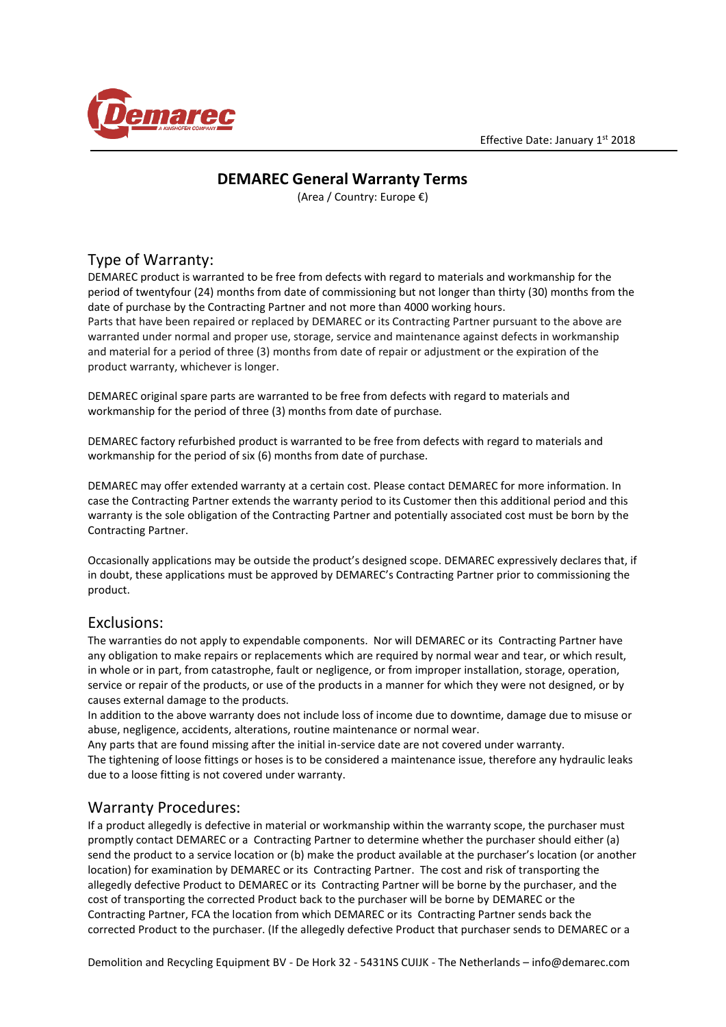Effective Date: January 1st 2018

# DEMAREC General Warranty Terms

(Area / Country: Europe €)

## Type of Warranty:

DEMAREC product is warranted to be free from defects with regard to materials and workmanship for the period of twentyfour (24) months from date of commissioning but not longer than thirty (30) months from the date of purchase by the Contracting Partner and not more than 4000 working hours.
Parts that have been repaired or replaced by DEMAREC or its Contracting Partner pursuant to the above are warranted under normal and proper use, storage, service and maintenance against defects in workmanship and material for a period of three (3) months from date of repair or adjustment or the expiration of the product warranty, whichever is longer.

DEMAREC original spare parts are warranted to be free from defects with regard to materials and workmanship for the period of three (3) months from date of purchase.

DEMAREC factory refurbished product is warranted to be free from defects with regard to materials and workmanship for the period of six (6) months from date of purchase.

DEMAREC may offer extended warranty at a certain cost. Please contact DEMAREC for more information. In case the Contracting Partner extends the warranty period to its Customer then this additional period and this warranty is the sole obligation of the Contracting Partner and potentially associated cost must be born by the Contracting Partner.

Occasionally applications may be outside the product's designed scope. DEMAREC expressively declares that, if in doubt, these applications must be approved by DEMAREC's Contracting Partner prior to commissioning the product.

## Exclusions:

The warranties do not apply to expendable components. Nor will DEMAREC or its Contracting Partner have any obligation to make repairs or replacements which are required by normal wear and tear, or which result, in whole or in part, from catastrophe, fault or negligence, or from improper installation, storage, operation, service or repair of the products, or use of the products in a manner for which they were not designed, or by causes external damage to the products.
In addition to the above warranty does not include loss of income due to downtime, damage due to misuse or abuse, negligence, accidents, alterations, routine maintenance or normal wear.
Any parts that are found missing after the initial in-service date are not covered under warranty.
The tightening of loose fittings or hoses is to be considered a maintenance issue, therefore any hydraulic leaks due to a loose fitting is not covered under warranty.

## Warranty Procedures:

If a product allegedly is defective in material or workmanship within the warranty scope, the purchaser must promptly contact DEMAREC or a Contracting Partner to determine whether the purchaser should either (a) send the product to a service location or (b) make the product available at the purchaser's location (or another location) for examination by DEMAREC or its Contracting Partner. The cost and risk of transporting the allegedly defective Product to DEMAREC or its Contracting Partner will be borne by the purchaser, and the cost of transporting the corrected Product back to the purchaser will be borne by DEMAREC or the Contracting Partner, FCA the location from which DEMAREC or its Contracting Partner sends back the corrected Product to the purchaser. (If the allegedly defective Product that purchaser sends to DEMAREC or a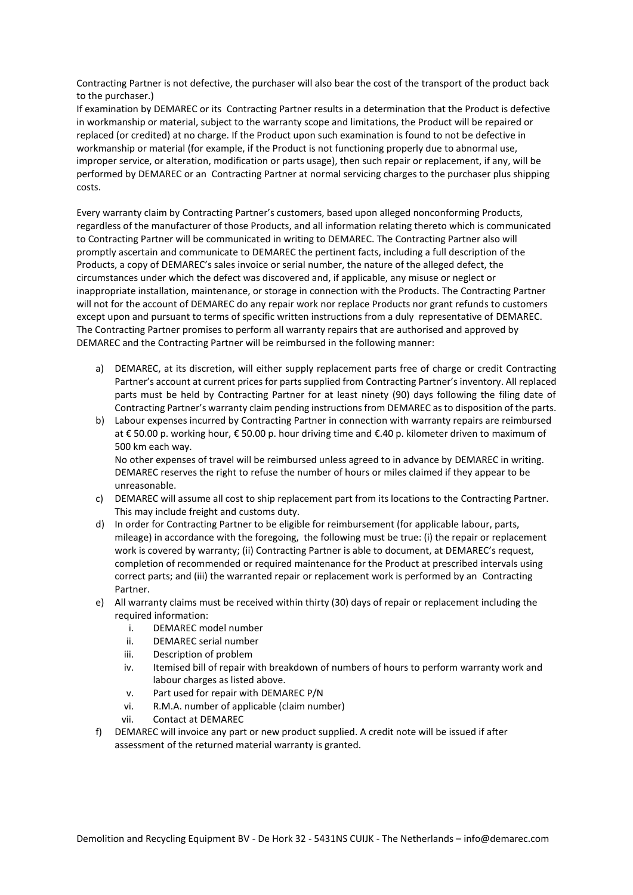Contracting Partner is not defective, the purchaser will also bear the cost of the transport of the product back to the purchaser.)

If examination by DEMAREC or its Contracting Partner results in a determination that the Product is defective in workmanship or material, subject to the warranty scope and limitations, the Product will be repaired or replaced (or credited) at no charge. If the Product upon such examination is found to not be defective in workmanship or material (for example, if the Product is not functioning properly due to abnormal use, improper service, or alteration, modification or parts usage), then such repair or replacement, if any, will be performed by DEMAREC or an Contracting Partner at normal servicing charges to the purchaser plus shipping costs.

Every warranty claim by Contracting Partner's customers, based upon alleged nonconforming Products, regardless of the manufacturer of those Products, and all information relating thereto which is communicated to Contracting Partner will be communicated in writing to DEMAREC. The Contracting Partner also will promptly ascertain and communicate to DEMAREC the pertinent facts, including a full description of the Products, a copy of DEMAREC's sales invoice or serial number, the nature of the alleged defect, the circumstances under which the defect was discovered and, if applicable, any misuse or neglect or inappropriate installation, maintenance, or storage in connection with the Products. The Contracting Partner will not for the account of DEMAREC do any repair work nor replace Products nor grant refunds to customers except upon and pursuant to terms of specific written instructions from a duly representative of DEMAREC. The Contracting Partner promises to perform all warranty repairs that are authorised and approved by DEMAREC and the Contracting Partner will be reimbursed in the following manner:

a) DEMAREC, at its discretion, will either supply replacement parts free of charge or credit Contracting Partner's account at current prices for parts supplied from Contracting Partner's inventory. All replaced parts must be held by Contracting Partner for at least ninety (90) days following the filing date of Contracting Partner's warranty claim pending instructions from DEMAREC as to disposition of the parts.
b) Labour expenses incurred by Contracting Partner in connection with warranty repairs are reimbursed at € 50.00 p. working hour, € 50.00 p. hour driving time and €.40 p. kilometer driven to maximum of 500 km each way.
   No other expenses of travel will be reimbursed unless agreed to in advance by DEMAREC in writing. DEMAREC reserves the right to refuse the number of hours or miles claimed if they appear to be unreasonable.
c) DEMAREC will assume all cost to ship replacement part from its locations to the Contracting Partner. This may include freight and customs duty.
d) In order for Contracting Partner to be eligible for reimbursement (for applicable labour, parts, mileage) in accordance with the foregoing, the following must be true: (i) the repair or replacement work is covered by warranty; (ii) Contracting Partner is able to document, at DEMAREC's request, completion of recommended or required maintenance for the Product at prescribed intervals using correct parts; and (iii) the warranted repair or replacement work is performed by an Contracting Partner.
e) All warranty claims must be received within thirty (30) days of repair or replacement including the required information:
   i. DEMAREC model number
   ii. DEMAREC serial number
   iii. Description of problem
   iv. Itemised bill of repair with breakdown of numbers of hours to perform warranty work and labour charges as listed above.
   v. Part used for repair with DEMAREC P/N
   vi. R.M.A. number of applicable (claim number)
   vii. Contact at DEMAREC
f) DEMAREC will invoice any part or new product supplied. A credit note will be issued if after assessment of the returned material warranty is granted.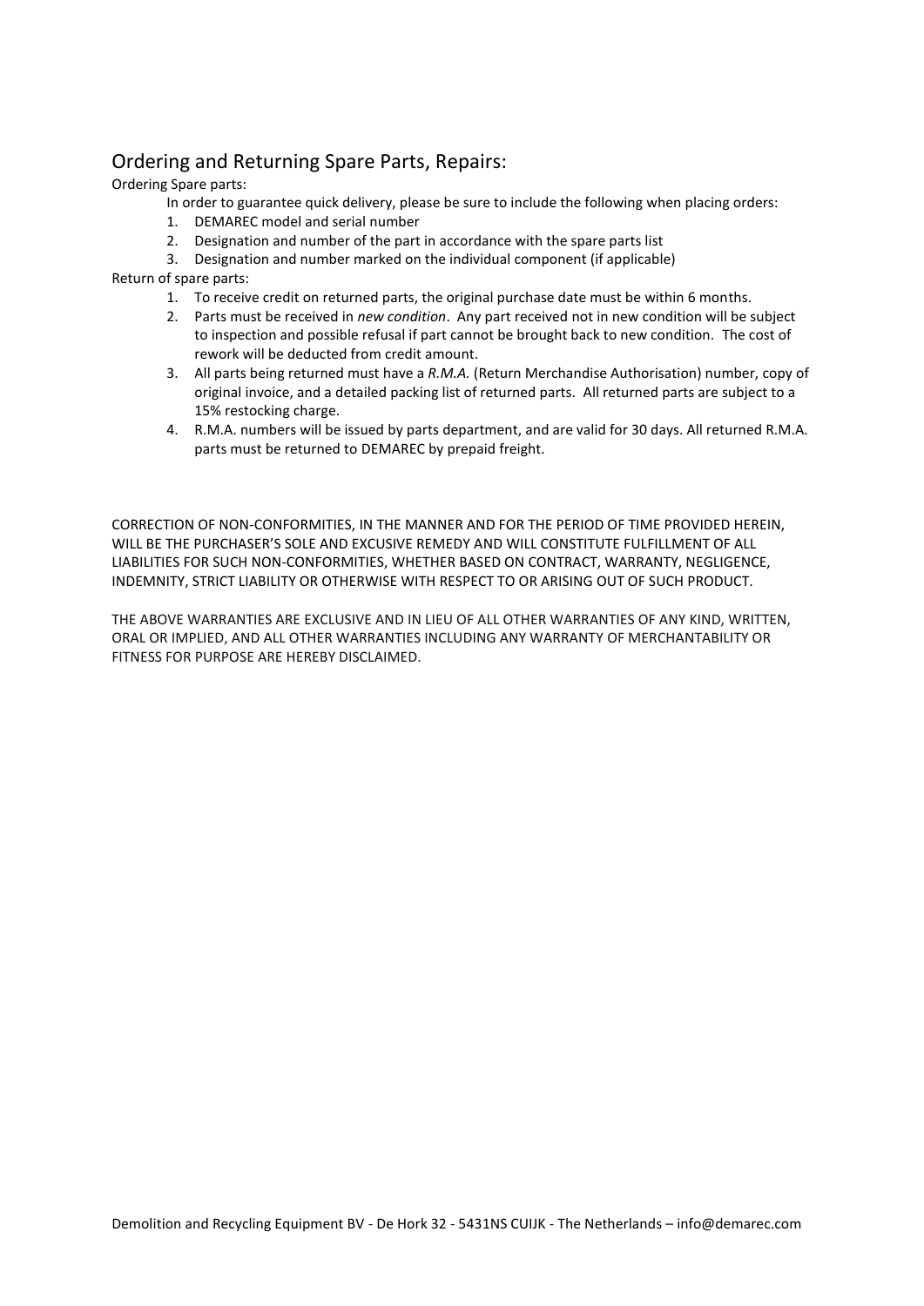## Ordering and Returning Spare Parts, Repairs:

Ordering Spare parts:

In order to guarantee quick delivery, please be sure to include the following when placing orders:

1. DEMAREC model and serial number
2. Designation and number of the part in accordance with the spare parts list
3. Designation and number marked on the individual component (if applicable)

Return of spare parts:

1. To receive credit on returned parts, the original purchase date must be within 6 months.
2. Parts must be received in *new condition*. Any part received not in new condition will be subject to inspection and possible refusal if part cannot be brought back to new condition. The cost of rework will be deducted from credit amount.
3. All parts being returned must have a *R.M.A.* (Return Merchandise Authorisation) number, copy of original invoice, and a detailed packing list of returned parts. All returned parts are subject to a 15% restocking charge.
4. R.M.A. numbers will be issued by parts department, and are valid for 30 days. All returned R.M.A. parts must be returned to DEMAREC by prepaid freight.

CORRECTION OF NON-CONFORMITIES, IN THE MANNER AND FOR THE PERIOD OF TIME PROVIDED HEREIN, WILL BE THE PURCHASER'S SOLE AND EXCUSIVE REMEDY AND WILL CONSTITUTE FULFILLMENT OF ALL LIABILITIES FOR SUCH NON-CONFORMITIES, WHETHER BASED ON CONTRACT, WARRANTY, NEGLIGENCE, INDEMNITY, STRICT LIABILITY OR OTHERWISE WITH RESPECT TO OR ARISING OUT OF SUCH PRODUCT.

THE ABOVE WARRANTIES ARE EXCLUSIVE AND IN LIEU OF ALL OTHER WARRANTIES OF ANY KIND, WRITTEN, ORAL OR IMPLIED, AND ALL OTHER WARRANTIES INCLUDING ANY WARRANTY OF MERCHANTABILITY OR FITNESS FOR PURPOSE ARE HEREBY DISCLAIMED.